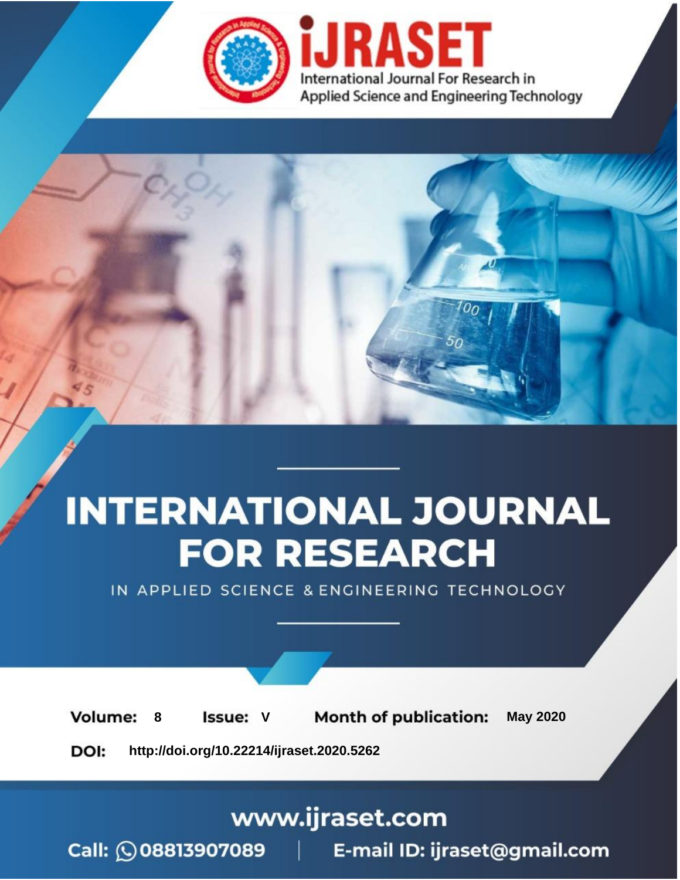International Journal For Research in Applied Science and Engineering Technology

# INTERNATIONAL JOURNAL FOR RESEARCH

IN APPLIED SCIENCE & ENGINEERING TECHNOLOGY

**Volume:** 8 **Issue:** V **Month of publication:** May 2020

**DOI:** http://doi.org/10.22214/ijraset.2020.5262

www.ijraset.com

Call: 08813907089 | E-mail ID: ijraset@gmail.com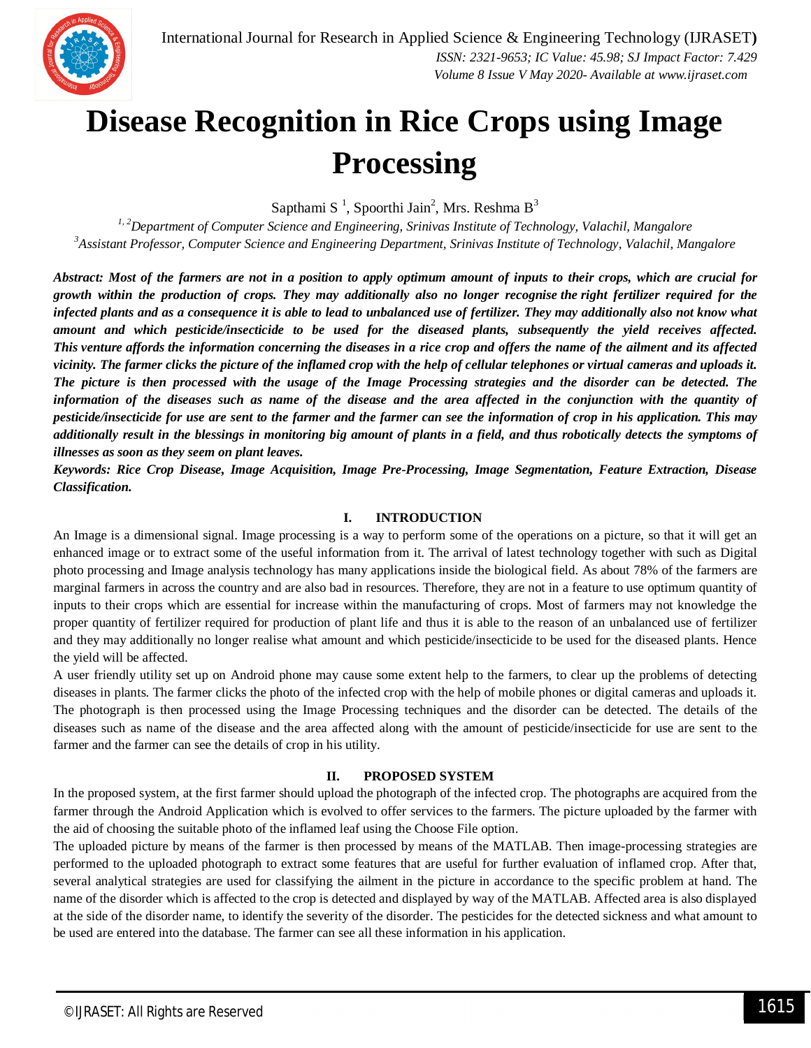# Disease Recognition in Rice Crops using Image Processing

Sapthami S [1], Spoorthi Jain[2], Mrs. Reshma B[3]

[1, 2]*Department of Computer Science and Engineering, Srinivas Institute of Technology, Valachil, Mangalore*
[3]*Assistant Professor, Computer Science and Engineering Department, Srinivas Institute of Technology, Valachil, Mangalore*

***Abstract: Most of the farmers are not in a position to apply optimum amount of inputs to their crops, which are crucial for growth within the production of crops. They may additionally also no longer recognise the right fertilizer required for the infected plants and as a consequence it is able to lead to unbalanced use of fertilizer. They may additionally also not know what amount and which pesticide/insecticide to be used for the diseased plants, subsequently the yield receives affected. This venture affords the information concerning the diseases in a rice crop and offers the name of the ailment and its affected vicinity. The farmer clicks the picture of the inflamed crop with the help of cellular telephones or virtual cameras and uploads it. The picture is then processed with the usage of the Image Processing strategies and the disorder can be detected. The information of the diseases such as name of the disease and the area affected in the conjunction with the quantity of pesticide/insecticide for use are sent to the farmer and the farmer can see the information of crop in his application. This may additionally result in the blessings in monitoring big amount of plants in a field, and thus robotically detects the symptoms of illnesses as soon as they seem on plant leaves.***

***Keywords: Rice Crop Disease, Image Acquisition, Image Pre-Processing, Image Segmentation, Feature Extraction, Disease Classification.***

## I. INTRODUCTION

An Image is a dimensional signal. Image processing is a way to perform some of the operations on a picture, so that it will get an enhanced image or to extract some of the useful information from it. The arrival of latest technology together with such as Digital photo processing and Image analysis technology has many applications inside the biological field. As about 78% of the farmers are marginal farmers in across the country and are also bad in resources. Therefore, they are not in a feature to use optimum quantity of inputs to their crops which are essential for increase within the manufacturing of crops. Most of farmers may not knowledge the proper quantity of fertilizer required for production of plant life and thus it is able to the reason of an unbalanced use of fertilizer and they may additionally no longer realise what amount and which pesticide/insecticide to be used for the diseased plants. Hence the yield will be affected.

A user friendly utility set up on Android phone may cause some extent help to the farmers, to clear up the problems of detecting diseases in plants. The farmer clicks the photo of the infected crop with the help of mobile phones or digital cameras and uploads it. The photograph is then processed using the Image Processing techniques and the disorder can be detected. The details of the diseases such as name of the disease and the area affected along with the amount of pesticide/insecticide for use are sent to the farmer and the farmer can see the details of crop in his utility.

## II. PROPOSED SYSTEM

In the proposed system, at the first farmer should upload the photograph of the infected crop. The photographs are acquired from the farmer through the Android Application which is evolved to offer services to the farmers. The picture uploaded by the farmer with the aid of choosing the suitable photo of the inflamed leaf using the Choose File option.

The uploaded picture by means of the farmer is then processed by means of the MATLAB. Then image-processing strategies are performed to the uploaded photograph to extract some features that are useful for further evaluation of inflamed crop. After that, several analytical strategies are used for classifying the ailment in the picture in accordance to the specific problem at hand. The name of the disorder which is affected to the crop is detected and displayed by way of the MATLAB. Affected area is also displayed at the side of the disorder name, to identify the severity of the disorder. The pesticides for the detected sickness and what amount to be used are entered into the database. The farmer can see all these information in his application.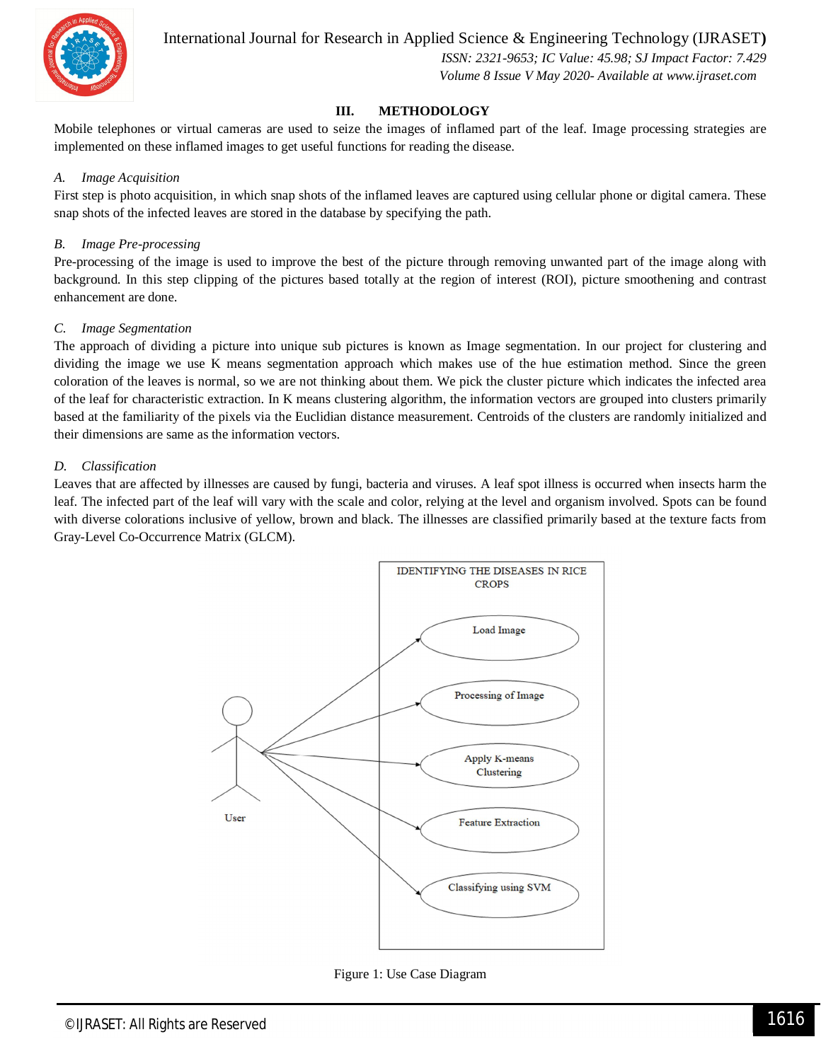## III. METHODOLOGY

Mobile telephones or virtual cameras are used to seize the images of inflamed part of the leaf. Image processing strategies are implemented on these inflamed images to get useful functions for reading the disease.

### *A. Image Acquisition*

First step is photo acquisition, in which snap shots of the inflamed leaves are captured using cellular phone or digital camera. These snap shots of the infected leaves are stored in the database by specifying the path.

### *B. Image Pre-processing*

Pre-processing of the image is used to improve the best of the picture through removing unwanted part of the image along with background. In this step clipping of the pictures based totally at the region of interest (ROI), picture smoothening and contrast enhancement are done.

### *C. Image Segmentation*

The approach of dividing a picture into unique sub pictures is known as Image segmentation. In our project for clustering and dividing the image we use K means segmentation approach which makes use of the hue estimation method. Since the green coloration of the leaves is normal, so we are not thinking about them. We pick the cluster picture which indicates the infected area of the leaf for characteristic extraction. In K means clustering algorithm, the information vectors are grouped into clusters primarily based at the familiarity of the pixels via the Euclidian distance measurement. Centroids of the clusters are randomly initialized and their dimensions are same as the information vectors.

### *D. Classification*

Leaves that are affected by illnesses are caused by fungi, bacteria and viruses. A leaf spot illness is occurred when insects harm the leaf. The infected part of the leaf will vary with the scale and color, relying at the level and organism involved. Spots can be found with diverse colorations inclusive of yellow, brown and black. The illnesses are classified primarily based at the texture facts from Gray-Level Co-Occurrence Matrix (GLCM).

IDENTIFYING THE DISEASES IN RICE CROPS

User — Load Image; Processing of Image; Apply K-means Clustering; Feature Extraction; Classifying using SVM

Figure 1: Use Case Diagram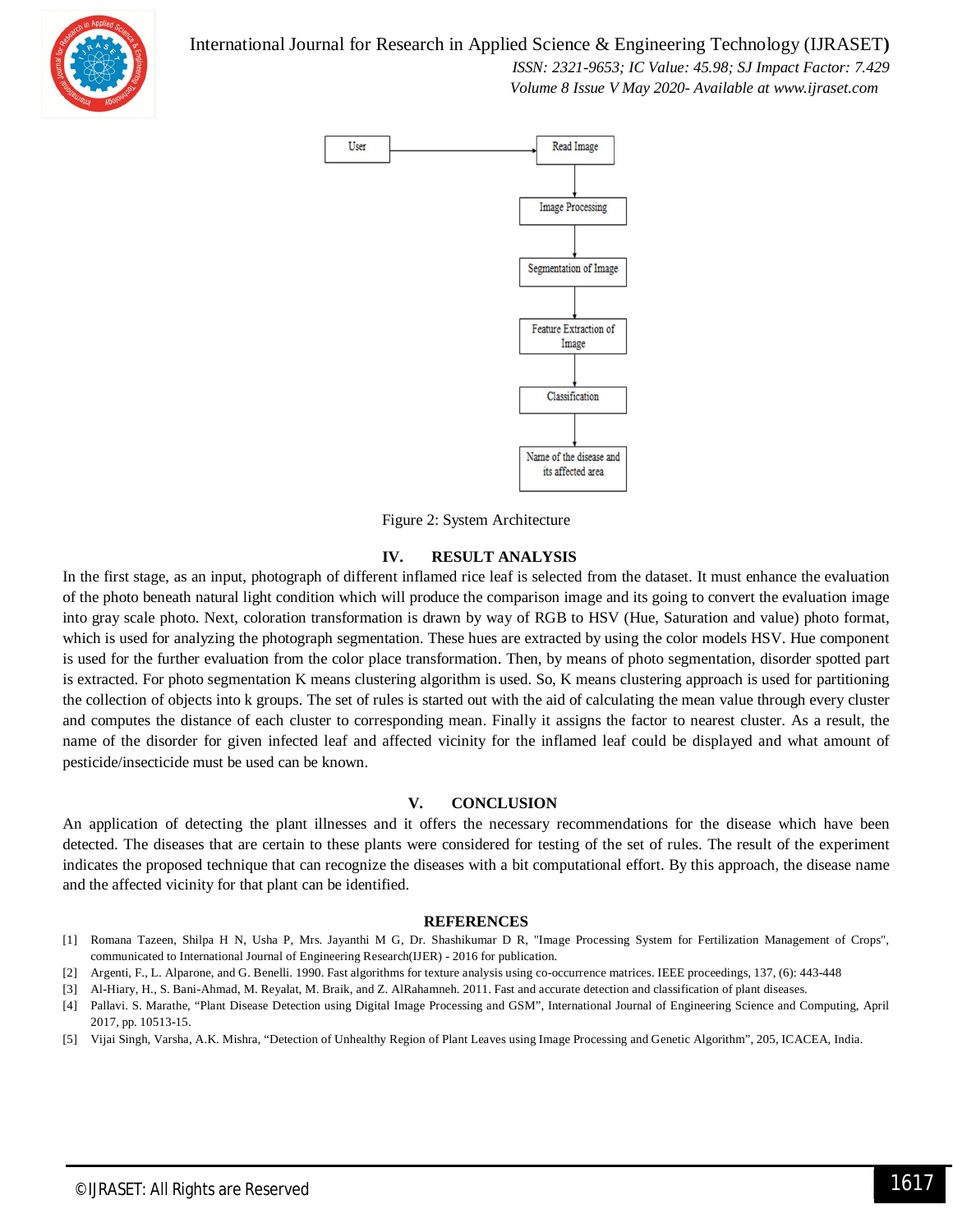Figure 2: System Architecture

## IV. RESULT ANALYSIS

In the first stage, as an input, photograph of different inflamed rice leaf is selected from the dataset. It must enhance the evaluation of the photo beneath natural light condition which will produce the comparison image and its going to convert the evaluation image into gray scale photo. Next, coloration transformation is drawn by way of RGB to HSV (Hue, Saturation and value) photo format, which is used for analyzing the photograph segmentation. These hues are extracted by using the color models HSV. Hue component is used for the further evaluation from the color place transformation. Then, by means of photo segmentation, disorder spotted part is extracted. For photo segmentation K means clustering algorithm is used. So, K means clustering approach is used for partitioning the collection of objects into k groups. The set of rules is started out with the aid of calculating the mean value through every cluster and computes the distance of each cluster to corresponding mean. Finally it assigns the factor to nearest cluster. As a result, the name of the disorder for given infected leaf and affected vicinity for the inflamed leaf could be displayed and what amount of pesticide/insecticide must be used can be known.

## V. CONCLUSION

An application of detecting the plant illnesses and it offers the necessary recommendations for the disease which have been detected. The diseases that are certain to these plants were considered for testing of the set of rules. The result of the experiment indicates the proposed technique that can recognize the diseases with a bit computational effort. By this approach, the disease name and the affected vicinity for that plant can be identified.

## REFERENCES

[1] Romana Tazeen, Shilpa H N, Usha P, Mrs. Jayanthi M G, Dr. Shashikumar D R, "Image Processing System for Fertilization Management of Crops", communicated to International Journal of Engineering Research(IJER) - 2016 for publication.

[2] Argenti, F., L. Alparone, and G. Benelli. 1990. Fast algorithms for texture analysis using co-occurrence matrices. IEEE proceedings, 137, (6): 443-448

[3] Al-Hiary, H., S. Bani-Ahmad, M. Reyalat, M. Braik, and Z. AlRahamneh. 2011. Fast and accurate detection and classification of plant diseases.

[4] Pallavi. S. Marathe, "Plant Disease Detection using Digital Image Processing and GSM", International Journal of Engineering Science and Computing, April 2017, pp. 10513-15.

[5] Vijai Singh, Varsha, A.K. Mishra, "Detection of Unhealthy Region of Plant Leaves using Image Processing and Genetic Algorithm", 205, ICACEA, India.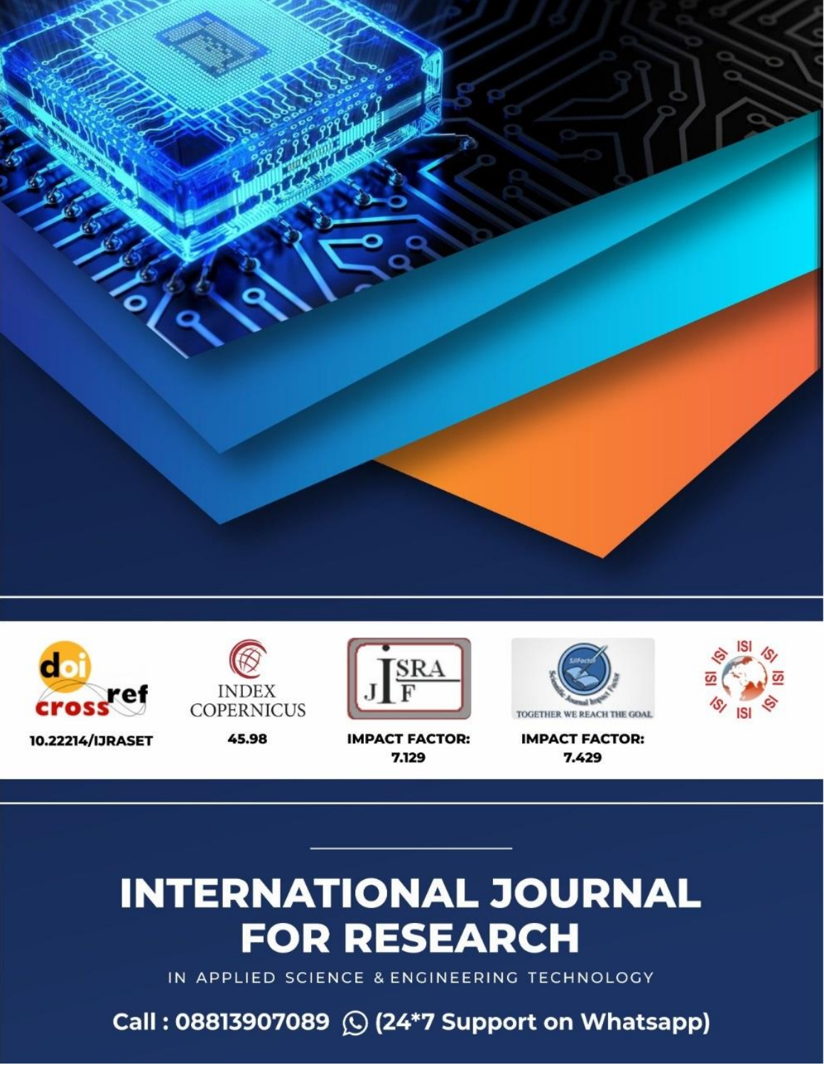10.22214/IJRASET

45.98

IMPACT FACTOR: 7.129

IMPACT FACTOR: 7.429

# INTERNATIONAL JOURNAL FOR RESEARCH

IN APPLIED SCIENCE & ENGINEERING TECHNOLOGY

Call : 08813907089 (24*7 Support on Whatsapp)